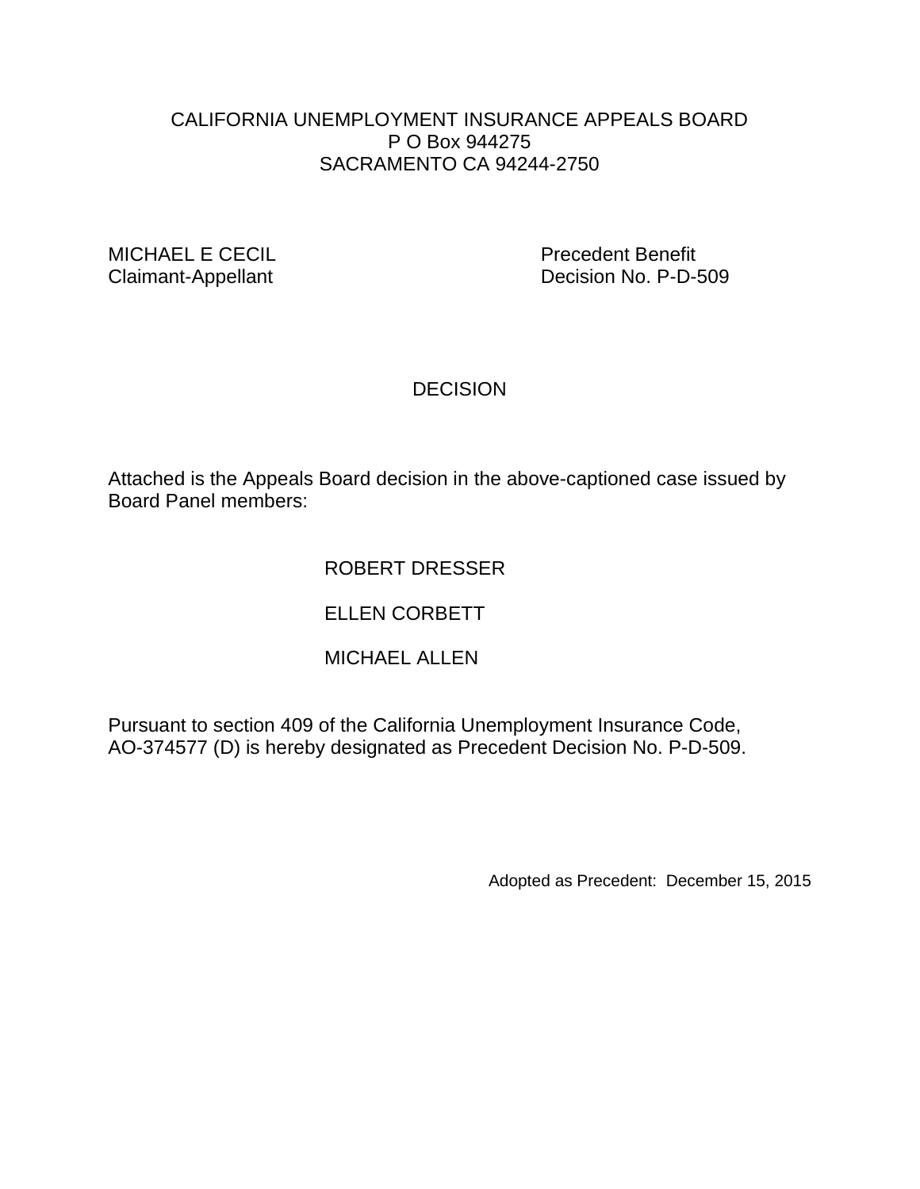CALIFORNIA UNEMPLOYMENT INSURANCE APPEALS BOARD
P O Box 944275
SACRAMENTO CA 94244-2750

| MICHAEL E CECIL | Precedent Benefit |
| --- | --- |
| Claimant-Appellant | Decision No. P-D-509 |

# DECISION

Attached is the Appeals Board decision in the above-captioned case issued by Board Panel members:

ROBERT DRESSER

ELLEN CORBETT

MICHAEL ALLEN

Pursuant to section 409 of the California Unemployment Insurance Code, AO-374577 (D) is hereby designated as Precedent Decision No. P-D-509.

Adopted as Precedent: December 15, 2015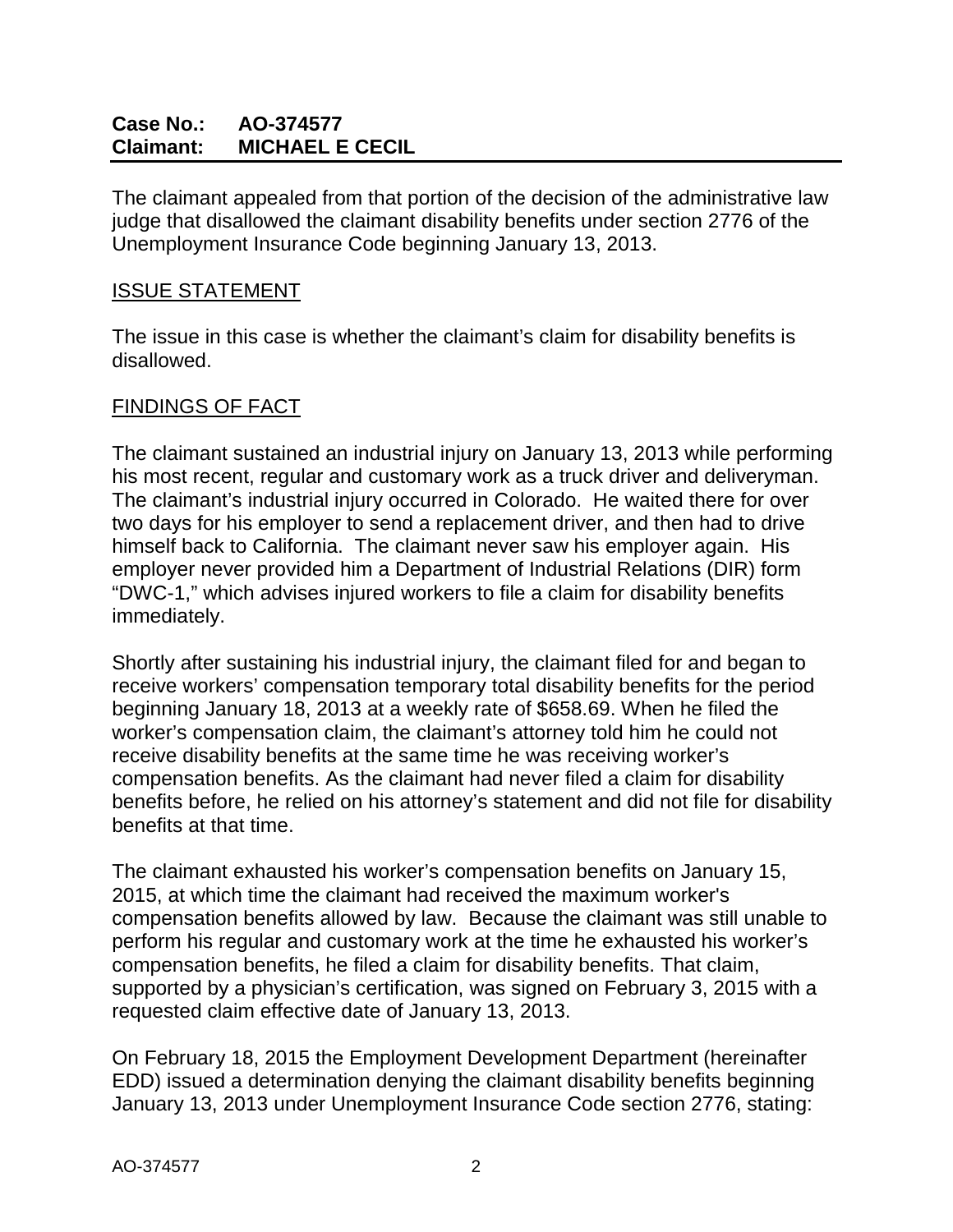**Case No.: AO-374577**
**Claimant: MICHAEL E CECIL**

The claimant appealed from that portion of the decision of the administrative law judge that disallowed the claimant disability benefits under section 2776 of the Unemployment Insurance Code beginning January 13, 2013.

## ISSUE STATEMENT

The issue in this case is whether the claimant's claim for disability benefits is disallowed.

## FINDINGS OF FACT

The claimant sustained an industrial injury on January 13, 2013 while performing his most recent, regular and customary work as a truck driver and deliveryman. The claimant's industrial injury occurred in Colorado. He waited there for over two days for his employer to send a replacement driver, and then had to drive himself back to California. The claimant never saw his employer again. His employer never provided him a Department of Industrial Relations (DIR) form "DWC-1," which advises injured workers to file a claim for disability benefits immediately.

Shortly after sustaining his industrial injury, the claimant filed for and began to receive workers' compensation temporary total disability benefits for the period beginning January 18, 2013 at a weekly rate of $658.69. When he filed the worker's compensation claim, the claimant's attorney told him he could not receive disability benefits at the same time he was receiving worker's compensation benefits. As the claimant had never filed a claim for disability benefits before, he relied on his attorney's statement and did not file for disability benefits at that time.

The claimant exhausted his worker's compensation benefits on January 15, 2015, at which time the claimant had received the maximum worker's compensation benefits allowed by law. Because the claimant was still unable to perform his regular and customary work at the time he exhausted his worker's compensation benefits, he filed a claim for disability benefits. That claim, supported by a physician's certification, was signed on February 3, 2015 with a requested claim effective date of January 13, 2013.

On February 18, 2015 the Employment Development Department (hereinafter EDD) issued a determination denying the claimant disability benefits beginning January 13, 2013 under Unemployment Insurance Code section 2776, stating: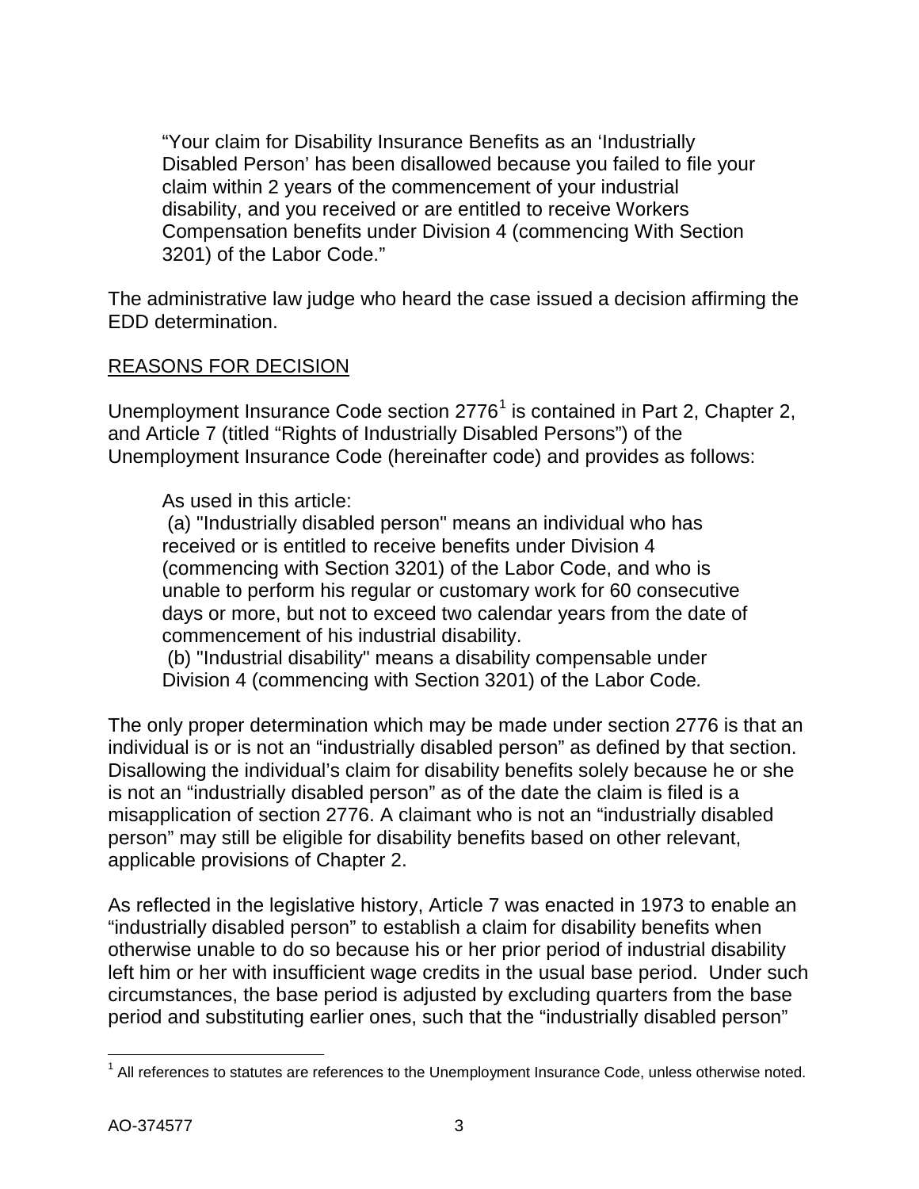> "Your claim for Disability Insurance Benefits as an 'Industrially Disabled Person' has been disallowed because you failed to file your claim within 2 years of the commencement of your industrial disability, and you received or are entitled to receive Workers Compensation benefits under Division 4 (commencing With Section 3201) of the Labor Code."

The administrative law judge who heard the case issued a decision affirming the EDD determination.

## REASONS FOR DECISION

Unemployment Insurance Code section 2776[1] is contained in Part 2, Chapter 2, and Article 7 (titled "Rights of Industrially Disabled Persons") of the Unemployment Insurance Code (hereinafter code) and provides as follows:

> As used in this article:
>
> (a) "Industrially disabled person" means an individual who has received or is entitled to receive benefits under Division 4 (commencing with Section 3201) of the Labor Code, and who is unable to perform his regular or customary work for 60 consecutive days or more, but not to exceed two calendar years from the date of commencement of his industrial disability.
>
> (b) "Industrial disability" means a disability compensable under Division 4 (commencing with Section 3201) of the Labor Code.

The only proper determination which may be made under section 2776 is that an individual is or is not an "industrially disabled person" as defined by that section. Disallowing the individual's claim for disability benefits solely because he or she is not an "industrially disabled person" as of the date the claim is filed is a misapplication of section 2776. A claimant who is not an "industrially disabled person" may still be eligible for disability benefits based on other relevant, applicable provisions of Chapter 2.

As reflected in the legislative history, Article 7 was enacted in 1973 to enable an "industrially disabled person" to establish a claim for disability benefits when otherwise unable to do so because his or her prior period of industrial disability left him or her with insufficient wage credits in the usual base period. Under such circumstances, the base period is adjusted by excluding quarters from the base period and substituting earlier ones, such that the "industrially disabled person"

---

[1] All references to statutes are references to the Unemployment Insurance Code, unless otherwise noted.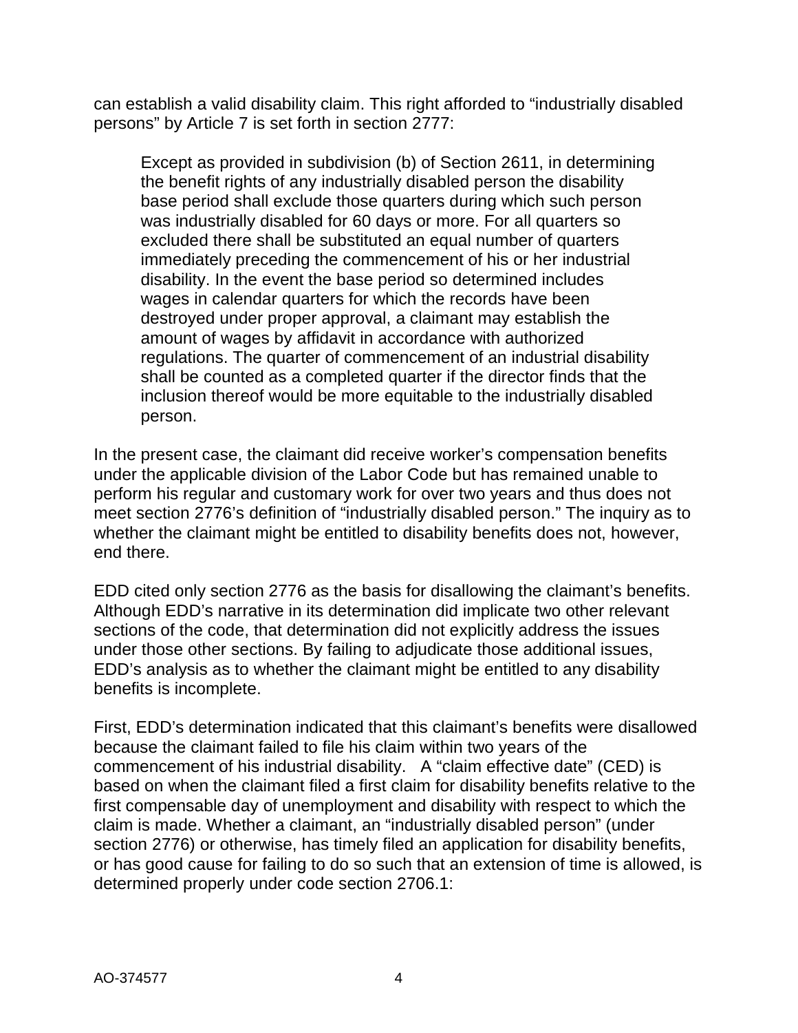can establish a valid disability claim. This right afforded to "industrially disabled persons" by Article 7 is set forth in section 2777:

> Except as provided in subdivision (b) of Section 2611, in determining the benefit rights of any industrially disabled person the disability base period shall exclude those quarters during which such person was industrially disabled for 60 days or more. For all quarters so excluded there shall be substituted an equal number of quarters immediately preceding the commencement of his or her industrial disability. In the event the base period so determined includes wages in calendar quarters for which the records have been destroyed under proper approval, a claimant may establish the amount of wages by affidavit in accordance with authorized regulations. The quarter of commencement of an industrial disability shall be counted as a completed quarter if the director finds that the inclusion thereof would be more equitable to the industrially disabled person.

In the present case, the claimant did receive worker's compensation benefits under the applicable division of the Labor Code but has remained unable to perform his regular and customary work for over two years and thus does not meet section 2776's definition of "industrially disabled person." The inquiry as to whether the claimant might be entitled to disability benefits does not, however, end there.

EDD cited only section 2776 as the basis for disallowing the claimant's benefits. Although EDD's narrative in its determination did implicate two other relevant sections of the code, that determination did not explicitly address the issues under those other sections. By failing to adjudicate those additional issues, EDD's analysis as to whether the claimant might be entitled to any disability benefits is incomplete.

First, EDD's determination indicated that this claimant's benefits were disallowed because the claimant failed to file his claim within two years of the commencement of his industrial disability. A "claim effective date" (CED) is based on when the claimant filed a first claim for disability benefits relative to the first compensable day of unemployment and disability with respect to which the claim is made. Whether a claimant, an "industrially disabled person" (under section 2776) or otherwise, has timely filed an application for disability benefits, or has good cause for failing to do so such that an extension of time is allowed, is determined properly under code section 2706.1:

AO-374577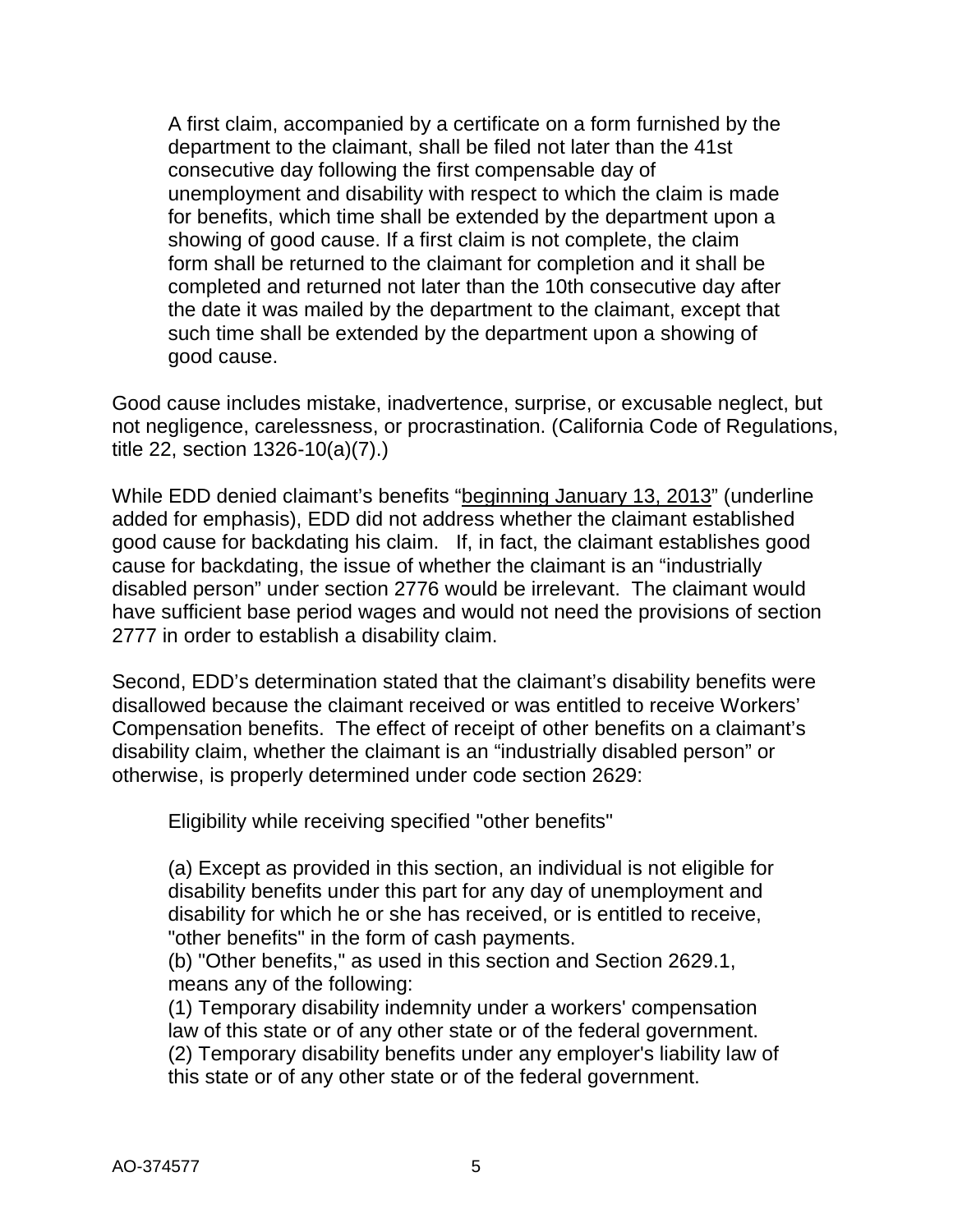> A first claim, accompanied by a certificate on a form furnished by the department to the claimant, shall be filed not later than the 41st consecutive day following the first compensable day of unemployment and disability with respect to which the claim is made for benefits, which time shall be extended by the department upon a showing of good cause. If a first claim is not complete, the claim form shall be returned to the claimant for completion and it shall be completed and returned not later than the 10th consecutive day after the date it was mailed by the department to the claimant, except that such time shall be extended by the department upon a showing of good cause.

Good cause includes mistake, inadvertence, surprise, or excusable neglect, but not negligence, carelessness, or procrastination. (California Code of Regulations, title 22, section 1326-10(a)(7).)

While EDD denied claimant's benefits "<u>beginning January 13, 2013</u>" (underline added for emphasis), EDD did not address whether the claimant established good cause for backdating his claim. If, in fact, the claimant establishes good cause for backdating, the issue of whether the claimant is an "industrially disabled person" under section 2776 would be irrelevant. The claimant would have sufficient base period wages and would not need the provisions of section 2777 in order to establish a disability claim.

Second, EDD's determination stated that the claimant's disability benefits were disallowed because the claimant received or was entitled to receive Workers' Compensation benefits. The effect of receipt of other benefits on a claimant's disability claim, whether the claimant is an "industrially disabled person" or otherwise, is properly determined under code section 2629:

> Eligibility while receiving specified "other benefits"
>
> (a) Except as provided in this section, an individual is not eligible for disability benefits under this part for any day of unemployment and disability for which he or she has received, or is entitled to receive, "other benefits" in the form of cash payments.
> (b) "Other benefits," as used in this section and Section 2629.1, means any of the following:
> (1) Temporary disability indemnity under a workers' compensation law of this state or of any other state or of the federal government.
> (2) Temporary disability benefits under any employer's liability law of this state or of any other state or of the federal government.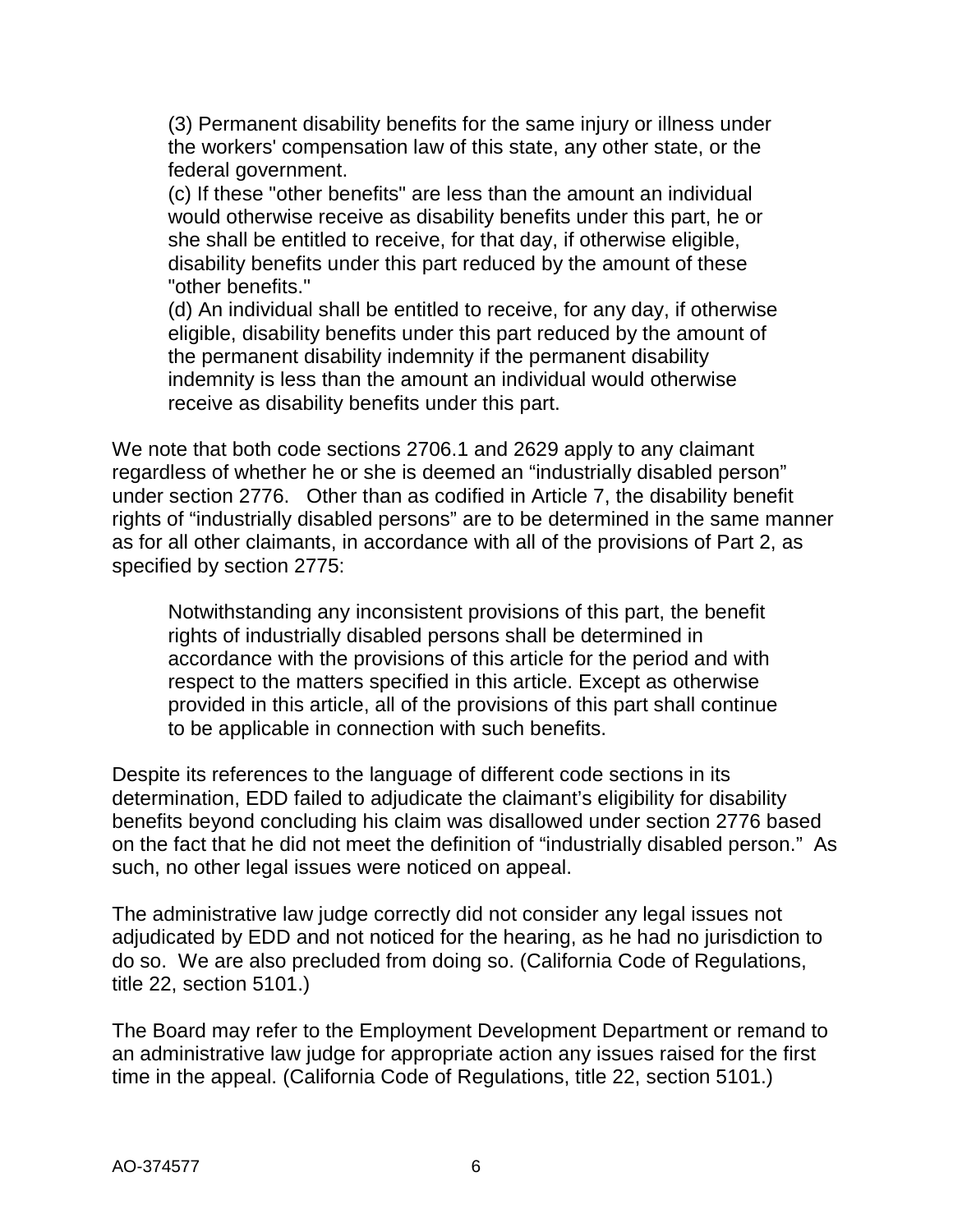> (3) Permanent disability benefits for the same injury or illness under the workers' compensation law of this state, any other state, or the federal government.
>
> (c) If these "other benefits" are less than the amount an individual would otherwise receive as disability benefits under this part, he or she shall be entitled to receive, for that day, if otherwise eligible, disability benefits under this part reduced by the amount of these "other benefits."
>
> (d) An individual shall be entitled to receive, for any day, if otherwise eligible, disability benefits under this part reduced by the amount of the permanent disability indemnity if the permanent disability indemnity is less than the amount an individual would otherwise receive as disability benefits under this part.

We note that both code sections 2706.1 and 2629 apply to any claimant regardless of whether he or she is deemed an "industrially disabled person" under section 2776. Other than as codified in Article 7, the disability benefit rights of "industrially disabled persons" are to be determined in the same manner as for all other claimants, in accordance with all of the provisions of Part 2, as specified by section 2775:

> Notwithstanding any inconsistent provisions of this part, the benefit rights of industrially disabled persons shall be determined in accordance with the provisions of this article for the period and with respect to the matters specified in this article. Except as otherwise provided in this article, all of the provisions of this part shall continue to be applicable in connection with such benefits.

Despite its references to the language of different code sections in its determination, EDD failed to adjudicate the claimant's eligibility for disability benefits beyond concluding his claim was disallowed under section 2776 based on the fact that he did not meet the definition of "industrially disabled person." As such, no other legal issues were noticed on appeal.

The administrative law judge correctly did not consider any legal issues not adjudicated by EDD and not noticed for the hearing, as he had no jurisdiction to do so. We are also precluded from doing so. (California Code of Regulations, title 22, section 5101.)

The Board may refer to the Employment Development Department or remand to an administrative law judge for appropriate action any issues raised for the first time in the appeal. (California Code of Regulations, title 22, section 5101.)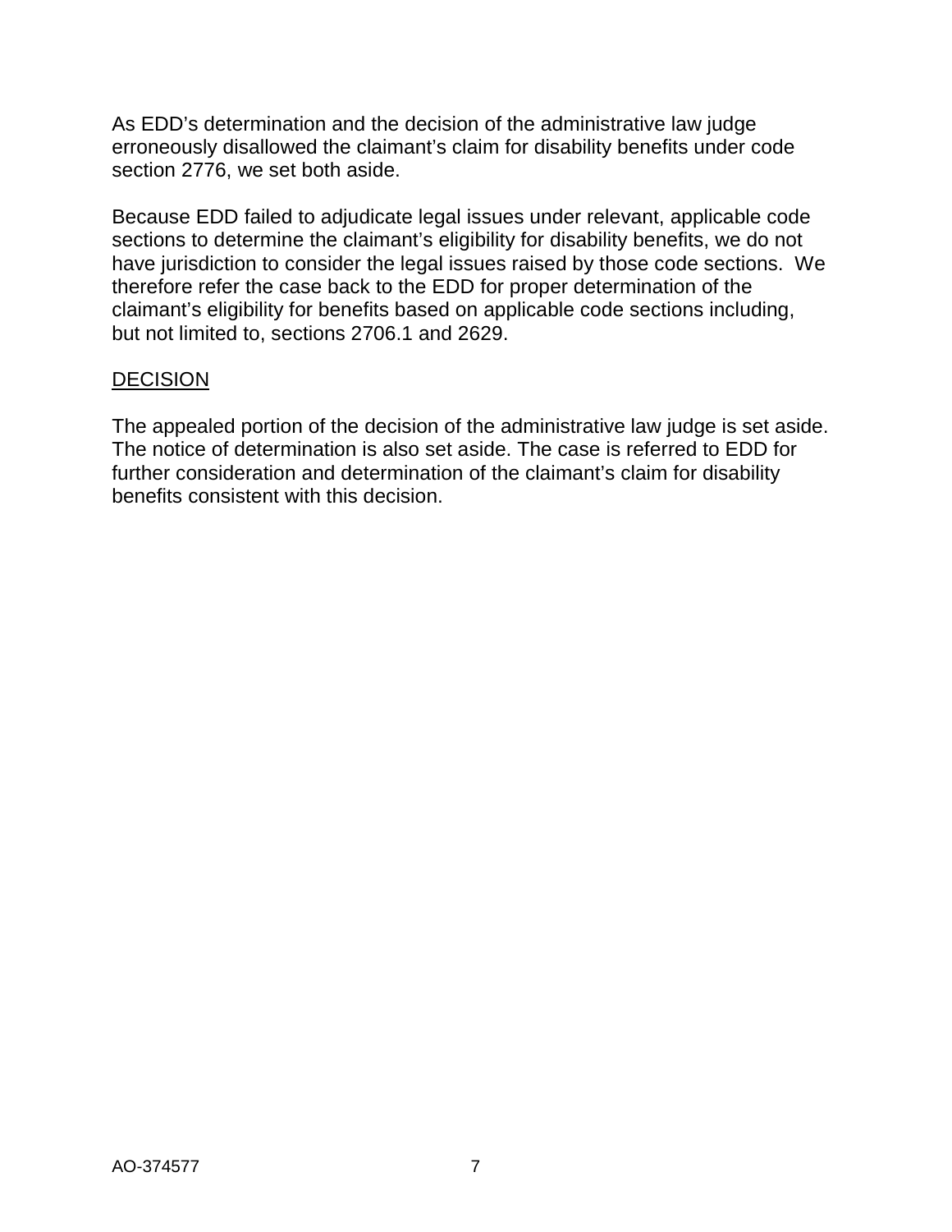As EDD's determination and the decision of the administrative law judge erroneously disallowed the claimant's claim for disability benefits under code section 2776, we set both aside.

Because EDD failed to adjudicate legal issues under relevant, applicable code sections to determine the claimant's eligibility for disability benefits, we do not have jurisdiction to consider the legal issues raised by those code sections. We therefore refer the case back to the EDD for proper determination of the claimant's eligibility for benefits based on applicable code sections including, but not limited to, sections 2706.1 and 2629.

## DECISION

The appealed portion of the decision of the administrative law judge is set aside. The notice of determination is also set aside. The case is referred to EDD for further consideration and determination of the claimant's claim for disability benefits consistent with this decision.